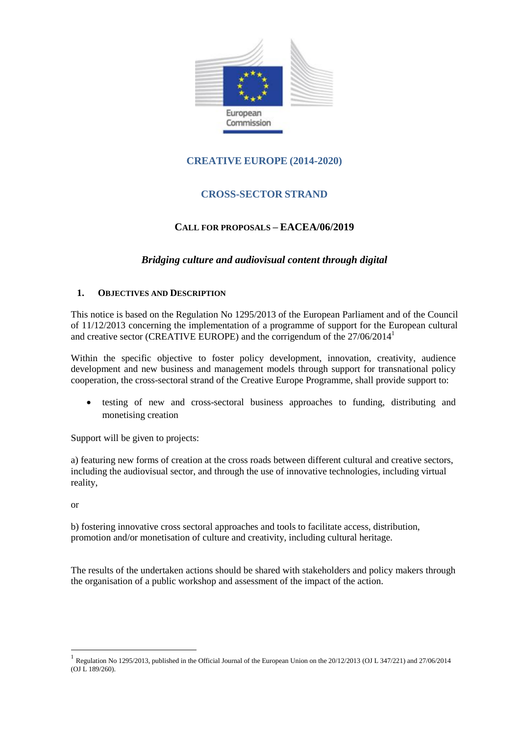# CREATIVE EUROPE (2014-2020)

## CROSS-SECTOR STRAND

### CALL FOR PROPOSALS – EACEA/06/2019

*Bridging culture and audiovisual content through digital*

## 1. OBJECTIVES AND DESCRIPTION

This notice is based on the Regulation No 1295/2013 of the European Parliament and of the Council of 11/12/2013 concerning the implementation of a programme of support for the European cultural and creative sector (CREATIVE EUROPE) and the corrigendum of the 27/06/2014[1]

Within the specific objective to foster policy development, innovation, creativity, audience development and new business and management models through support for transnational policy cooperation, the cross-sectoral strand of the Creative Europe Programme, shall provide support to:

- testing of new and cross-sectoral business approaches to funding, distributing and monetising creation

Support will be given to projects:

a) featuring new forms of creation at the cross roads between different cultural and creative sectors, including the audiovisual sector, and through the use of innovative technologies, including virtual reality,

or

b) fostering innovative cross sectoral approaches and tools to facilitate access, distribution, promotion and/or monetisation of culture and creativity, including cultural heritage.

The results of the undertaken actions should be shared with stakeholders and policy makers through the organisation of a public workshop and assessment of the impact of the action.

---

[1] Regulation No 1295/2013, published in the Official Journal of the European Union on the 20/12/2013 (OJ L 347/221) and 27/06/2014 (OJ L 189/260).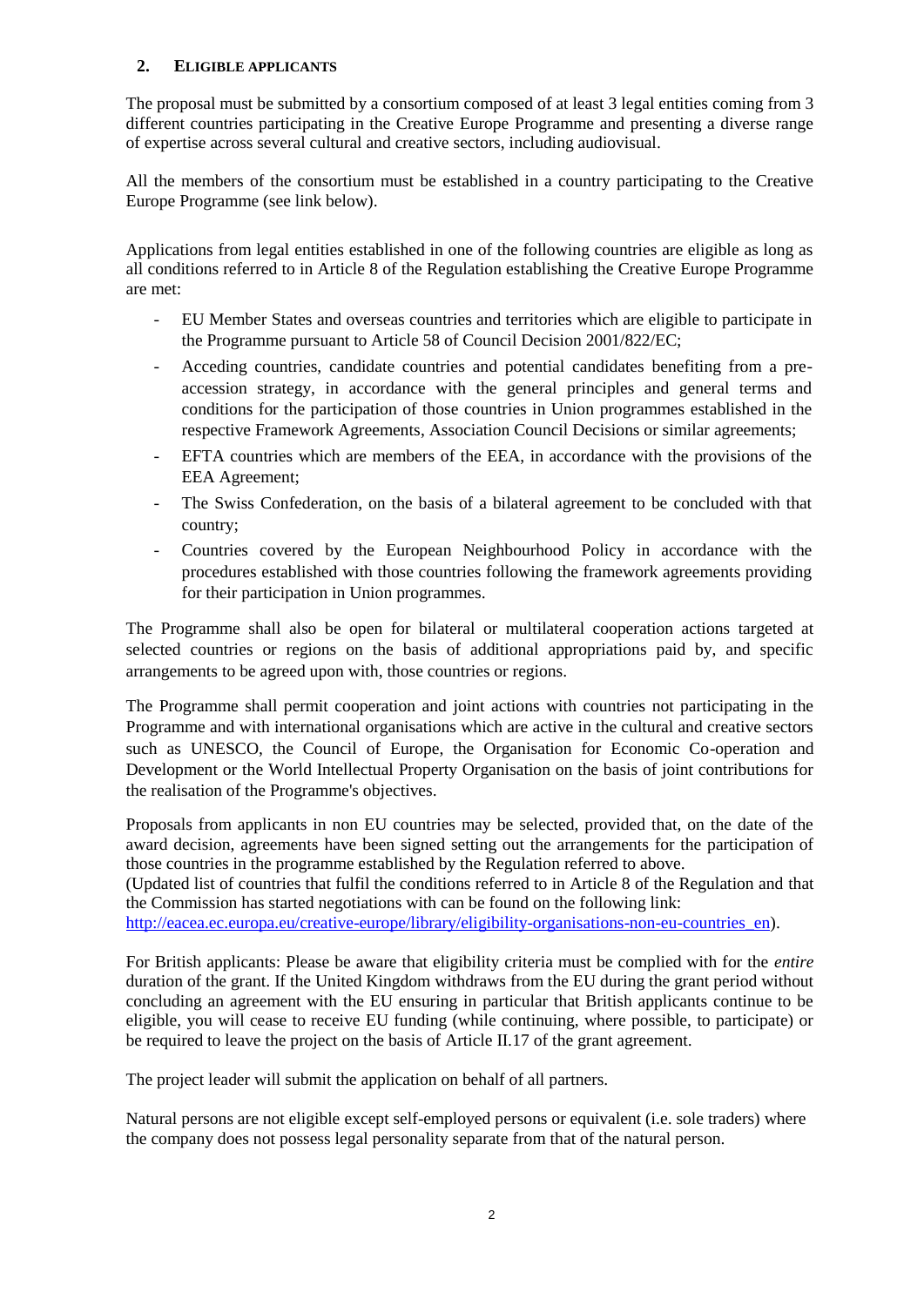## 2. ELIGIBLE APPLICANTS

The proposal must be submitted by a consortium composed of at least 3 legal entities coming from 3 different countries participating in the Creative Europe Programme and presenting a diverse range of expertise across several cultural and creative sectors, including audiovisual.

All the members of the consortium must be established in a country participating to the Creative Europe Programme (see link below).

Applications from legal entities established in one of the following countries are eligible as long as all conditions referred to in Article 8 of the Regulation establishing the Creative Europe Programme are met:

- EU Member States and overseas countries and territories which are eligible to participate in the Programme pursuant to Article 58 of Council Decision 2001/822/EC;
- Acceding countries, candidate countries and potential candidates benefiting from a pre-accession strategy, in accordance with the general principles and general terms and conditions for the participation of those countries in Union programmes established in the respective Framework Agreements, Association Council Decisions or similar agreements;
- EFTA countries which are members of the EEA, in accordance with the provisions of the EEA Agreement;
- The Swiss Confederation, on the basis of a bilateral agreement to be concluded with that country;
- Countries covered by the European Neighbourhood Policy in accordance with the procedures established with those countries following the framework agreements providing for their participation in Union programmes.

The Programme shall also be open for bilateral or multilateral cooperation actions targeted at selected countries or regions on the basis of additional appropriations paid by, and specific arrangements to be agreed upon with, those countries or regions.

The Programme shall permit cooperation and joint actions with countries not participating in the Programme and with international organisations which are active in the cultural and creative sectors such as UNESCO, the Council of Europe, the Organisation for Economic Co-operation and Development or the World Intellectual Property Organisation on the basis of joint contributions for the realisation of the Programme's objectives.

Proposals from applicants in non EU countries may be selected, provided that, on the date of the award decision, agreements have been signed setting out the arrangements for the participation of those countries in the programme established by the Regulation referred to above.
(Updated list of countries that fulfil the conditions referred to in Article 8 of the Regulation and that the Commission has started negotiations with can be found on the following link: http://eacea.ec.europa.eu/creative-europe/library/eligibility-organisations-non-eu-countries_en).

For British applicants: Please be aware that eligibility criteria must be complied with for the *entire* duration of the grant. If the United Kingdom withdraws from the EU during the grant period without concluding an agreement with the EU ensuring in particular that British applicants continue to be eligible, you will cease to receive EU funding (while continuing, where possible, to participate) or be required to leave the project on the basis of Article II.17 of the grant agreement.

The project leader will submit the application on behalf of all partners.

Natural persons are not eligible except self-employed persons or equivalent (i.e. sole traders) where the company does not possess legal personality separate from that of the natural person.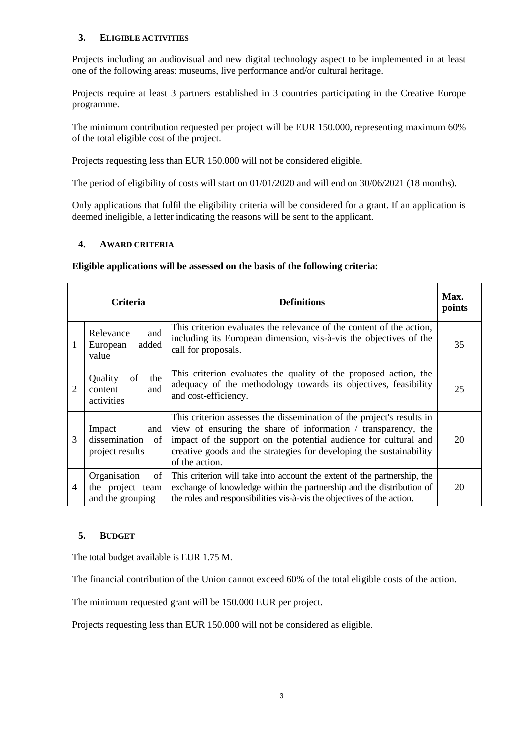## 3. ELIGIBLE ACTIVITIES

Projects including an audiovisual and new digital technology aspect to be implemented in at least one of the following areas: museums, live performance and/or cultural heritage.

Projects require at least 3 partners established in 3 countries participating in the Creative Europe programme.

The minimum contribution requested per project will be EUR 150.000, representing maximum 60% of the total eligible cost of the project.

Projects requesting less than EUR 150.000 will not be considered eligible.

The period of eligibility of costs will start on 01/01/2020 and will end on 30/06/2021 (18 months).

Only applications that fulfil the eligibility criteria will be considered for a grant. If an application is deemed ineligible, a letter indicating the reasons will be sent to the applicant.

## 4. AWARD CRITERIA

**Eligible applications will be assessed on the basis of the following criteria:**

| | Criteria | Definitions | Max. points |
|---|---|---|---|
| 1 | Relevance and European added value | This criterion evaluates the relevance of the content of the action, including its European dimension, vis-à-vis the objectives of the call for proposals. | 35 |
| 2 | Quality of the content and activities | This criterion evaluates the quality of the proposed action, the adequacy of the methodology towards its objectives, feasibility and cost-efficiency. | 25 |
| 3 | Impact and dissemination of project results | This criterion assesses the dissemination of the project's results in view of ensuring the share of information / transparency, the impact of the support on the potential audience for cultural and creative goods and the strategies for developing the sustainability of the action. | 20 |
| 4 | Organisation of the project team and the grouping | This criterion will take into account the extent of the partnership, the exchange of knowledge within the partnership and the distribution of the roles and responsibilities vis-à-vis the objectives of the action. | 20 |

## 5. BUDGET

The total budget available is EUR 1.75 M.

The financial contribution of the Union cannot exceed 60% of the total eligible costs of the action.

The minimum requested grant will be 150.000 EUR per project.

Projects requesting less than EUR 150.000 will not be considered as eligible.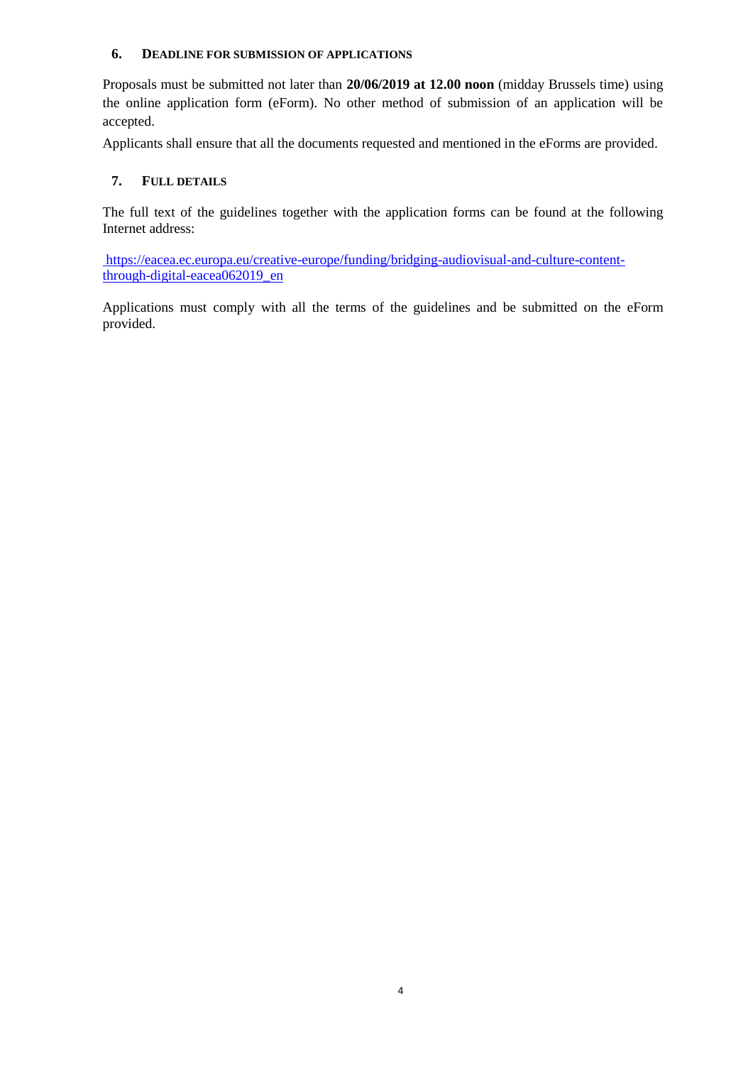## 6. DEADLINE FOR SUBMISSION OF APPLICATIONS

Proposals must be submitted not later than **20/06/2019 at 12.00 noon** (midday Brussels time) using the online application form (eForm). No other method of submission of an application will be accepted.

Applicants shall ensure that all the documents requested and mentioned in the eForms are provided.

## 7. FULL DETAILS

The full text of the guidelines together with the application forms can be found at the following Internet address:

https://eacea.ec.europa.eu/creative-europe/funding/bridging-audiovisual-and-culture-content-through-digital-eacea062019_en

Applications must comply with all the terms of the guidelines and be submitted on the eForm provided.